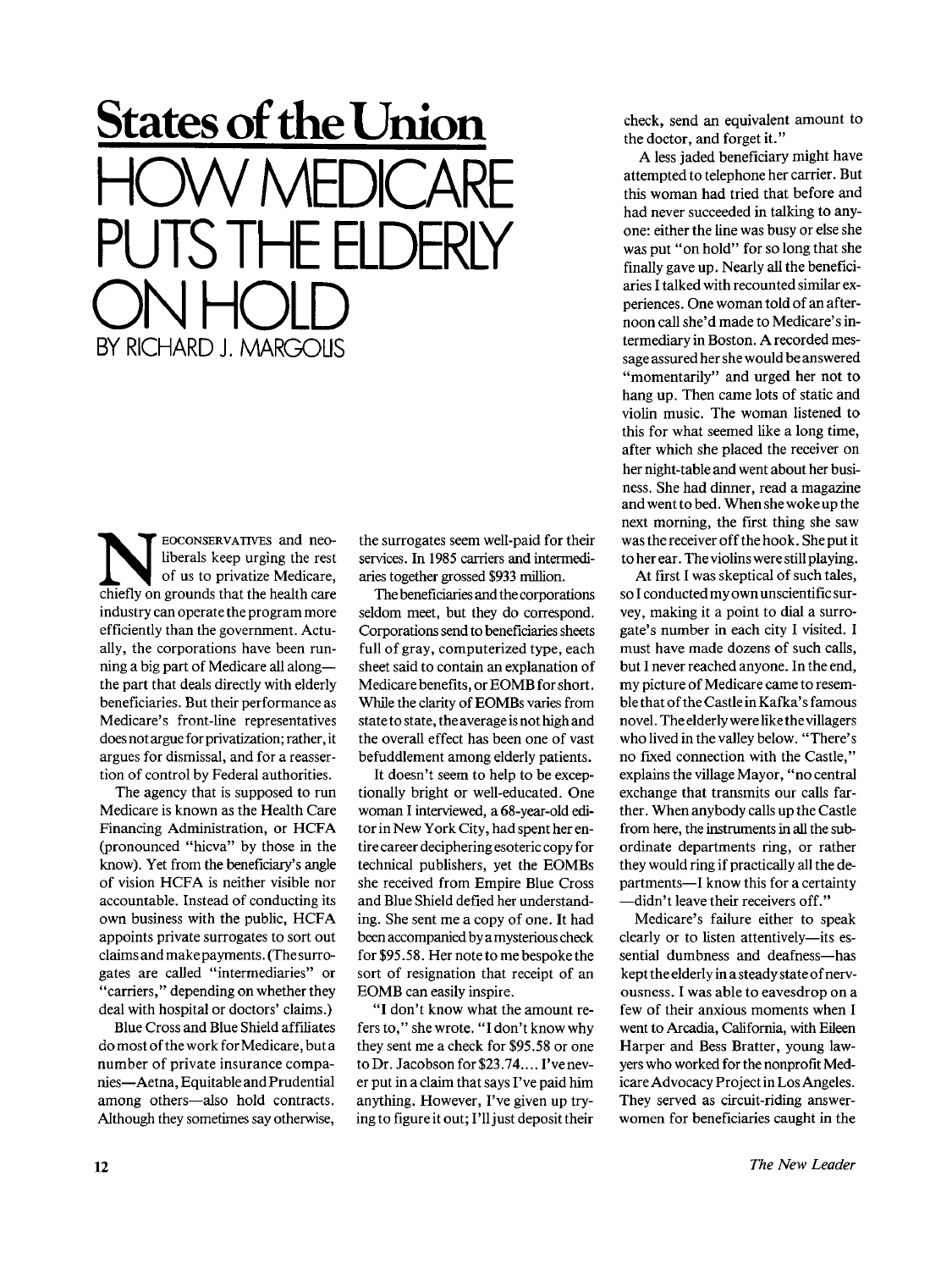## States of the Union

# HOW MEDICARE PUTS THE ELDERLY ON HOLD

BY RICHARD J. MARGOLIS

NEOCONSERVATIVES and neoliberals keep urging the rest of us to privatize Medicare, chiefly on grounds that the health care industry can operate the program more efficiently than the government. Actually, the corporations have been running a big part of Medicare all along—the part that deals directly with elderly beneficiaries. But their performance as Medicare's front-line representatives does not argue for privatization; rather, it argues for dismissal, and for a reassertion of control by Federal authorities.

The agency that is supposed to run Medicare is known as the Health Care Financing Administration, or HCFA (pronounced "hicva" by those in the know). Yet from the beneficiary's angle of vision HCFA is neither visible nor accountable. Instead of conducting its own business with the public, HCFA appoints private surrogates to sort out claims and make payments. (The surrogates are called "intermediaries" or "carriers," depending on whether they deal with hospital or doctors' claims.)

Blue Cross and Blue Shield affiliates do most of the work for Medicare, but a number of private insurance companies—Aetna, Equitable and Prudential among others—also hold contracts. Although they sometimes say otherwise, the surrogates seem well-paid for their services. In 1985 carriers and intermediaries together grossed $933 million.

The beneficiaries and the corporations seldom meet, but they do correspond. Corporations send to beneficiaries sheets full of gray, computerized type, each sheet said to contain an explanation of Medicare benefits, or EOMB for short. While the clarity of EOMBs varies from state to state, the average is not high and the overall effect has been one of vast befuddlement among elderly patients.

It doesn't seem to help to be exceptionally bright or well-educated. One woman I interviewed, a 68-year-old editor in New York City, had spent her entire career deciphering esoteric copy for technical publishers, yet the EOMBs she received from Empire Blue Cross and Blue Shield defied her understanding. She sent me a copy of one. It had been accompanied by a mysterious check for $95.58. Her note to me bespoke the sort of resignation that receipt of an EOMB can easily inspire.

"I don't know what the amount refers to," she wrote. "I don't know why they sent me a check for $95.58 or one to Dr. Jacobson for $23.74.... I've never put in a claim that says I've paid him anything. However, I've given up trying to figure it out; I'll just deposit their check, send an equivalent amount to the doctor, and forget it."

A less jaded beneficiary might have attempted to telephone her carrier. But this woman had tried that before and had never succeeded in talking to anyone: either the line was busy or else she was put "on hold" for so long that she finally gave up. Nearly all the beneficiaries I talked with recounted similar experiences. One woman told of an afternoon call she'd made to Medicare's intermediary in Boston. A recorded message assured her she would be answered "momentarily" and urged her not to hang up. Then came lots of static and violin music. The woman listened to this for what seemed like a long time, after which she placed the receiver on her night-table and went about her business. She had dinner, read a magazine and went to bed. When she woke up the next morning, the first thing she saw was the receiver off the hook. She put it to her ear. The violins were still playing.

At first I was skeptical of such tales, so I conducted my own unscientific survey, making it a point to dial a surrogate's number in each city I visited. I must have made dozens of such calls, but I never reached anyone. In the end, my picture of Medicare came to resemble that of the Castle in Kafka's famous novel. The elderly were like the villagers who lived in the valley below. "There's no fixed connection with the Castle," explains the village Mayor, "no central exchange that transmits our calls farther. When anybody calls up the Castle from here, the instruments in all the subordinate departments ring, or rather they would ring if practically all the departments—I know this for a certainty—didn't leave their receivers off."

Medicare's failure either to speak clearly or to listen attentively—its essential dumbness and deafness—has kept the elderly in a steady state of nervousness. I was able to eavesdrop on a few of their anxious moments when I went to Arcadia, California, with Eileen Harper and Bess Bratter, young lawyers who worked for the nonprofit Medicare Advocacy Project in Los Angeles. They served as circuit-riding answerwomen for beneficiaries caught in the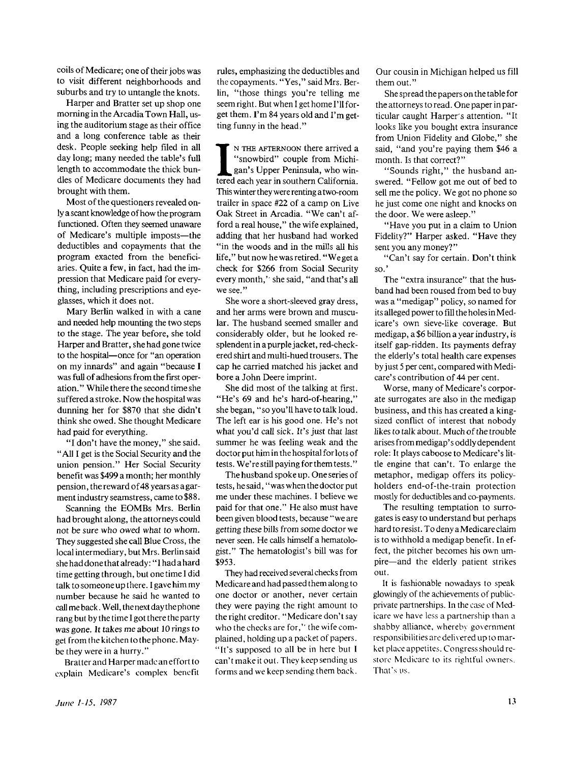coils of Medicare; one of their jobs was to visit different neighborhoods and suburbs and try to untangle the knots.

Harper and Bratter set up shop one morning in the Arcadia Town Hall, using the auditorium stage as their office and a long conference table as their desk. People seeking help filed in all day long; many needed the table's full length to accommodate the thick bundles of Medicare documents they had brought with them.

Most of the questioners revealed only a scant knowledge of how the program functioned. Often they seemed unaware of Medicare's multiple imposts—the deductibles and copayments that the program exacted from the beneficiaries. Quite a few, in fact, had the impression that Medicare paid for everything, including prescriptions and eyeglasses, which it does not.

Mary Berlin walked in with a cane and needed help mounting the two steps to the stage. The year before, she told Harper and Bratter, she had gone twice to the hospital—once for "an operation on my innards" and again "because I was full of adhesions from the first operation." While there the second time she suffered a stroke. Now the hospital was dunning her for $870 that she didn't think she owed. She thought Medicare had paid for everything.

"I don't have the money," she said. "All I get is the Social Security and the union pension." Her Social Security benefit was $499 a month; her monthly pension, the reward of 48 years as a garment industry seamstress, came to $88.

Scanning the EOMBs Mrs. Berlin had brought along, the attorneys could not be sure who owed what to whom. They suggested she call Blue Cross, the local intermediary, but Mrs. Berlin said she had done that already: "I had a hard time getting through, but one time I did talk to someone up there. I gave him my number because he said he wanted to call me back. Well, the next day the phone rang but by the time I got there the party was gone. It takes me about 10 rings to get from the kitchen to the phone. Maybe they were in a hurry."

Bratter and Harper made an effort to explain Medicare's complex benefit rules, emphasizing the deductibles and the copayments. "Yes," said Mrs. Berlin, "those things you're telling me seem right. But when I get home I'll forget them. I'm 84 years old and I'm getting funny in the head."

In the afternoon there arrived a "snowbird" couple from Michigan's Upper Peninsula, who wintered each year in southern California. This winter they were renting a two-room trailer in space #22 of a camp on Live Oak Street in Arcadia. "We can't afford a real house," the wife explained, adding that her husband had worked "in the woods and in the mills all his life," but now he was retired. "We get a check for $266 from Social Security every month," she said, "and that's all we see."

She wore a short-sleeved gray dress, and her arms were brown and muscular. The husband seemed smaller and considerably older, but he looked resplendent in a purple jacket, red-checkered shirt and multi-hued trousers. The cap he carried matched his jacket and bore a John Deere imprint.

She did most of the talking at first. "He's 69 and he's hard-of-hearing," she began, "so you'll have to talk loud. The left ear is his good one. He's not what you'd call sick. It's just that last summer he was feeling weak and the doctor put him in the hospital for lots of tests. We're still paying for them tests."

The husband spoke up. One series of tests, he said, "was when the doctor put me under these machines. I believe we paid for that one." He also must have been given blood tests, because "we are getting these bills from some doctor we never seen. He calls himself a hematologist." The hematologist's bill was for $953.

They had received several checks from Medicare and had passed them along to one doctor or another, never certain they were paying the right amount to the right creditor. "Medicare don't say who the checks are for," the wife complained, holding up a packet of papers. "It's supposed to all be in here but I can't make it out. They keep sending us forms and we keep sending them back. Our cousin in Michigan helped us fill them out."

She spread the papers on the table for the attorneys to read. One paper in particular caught Harper's attention. "It looks like you bought extra insurance from Union Fidelity and Globe," she said, "and you're paying them $46 a month. Is that correct?"

"Sounds right," the husband answered. "Fellow got me out of bed to sell me the policy. We got no phone so he just come one night and knocks on the door. We were asleep."

"Have you put in a claim to Union Fidelity?" Harper asked. "Have they sent you any money?"

"Can't say for certain. Don't think so.'

The "extra insurance" that the husband had been roused from bed to buy was a "medigap" policy, so named for its alleged power to fill the holes in Medicare's own sieve-like coverage. But medigap, a $6 billion a year industry, is itself gap-ridden. Its payments defray the elderly's total health care expenses by just 5 per cent, compared with Medicare's contribution of 44 per cent.

Worse, many of Medicare's corporate surrogates are also in the medigap business, and this has created a king-sized conflict of interest that nobody likes to talk about. Much of the trouble arises from medigap's oddly dependent role: It plays caboose to Medicare's little engine that can't. To enlarge the metaphor, medigap offers its policyholders end-of-the-train protection mostly for deductibles and co-payments.

The resulting temptation to surrogates is easy to understand but perhaps hard to resist. To deny a Medicare claim is to withhold a medigap benefit. In effect, the pitcher becomes his own umpire—and the elderly patient strikes out.

It is fashionable nowadays to speak glowingly of the achievements of public-private partnerships. In the case of Medicare we have less a partnership than a shabby alliance, whereby government responsibilities are delivered up to market place appetites. Congress should restore Medicare to its rightful owners. That's us.